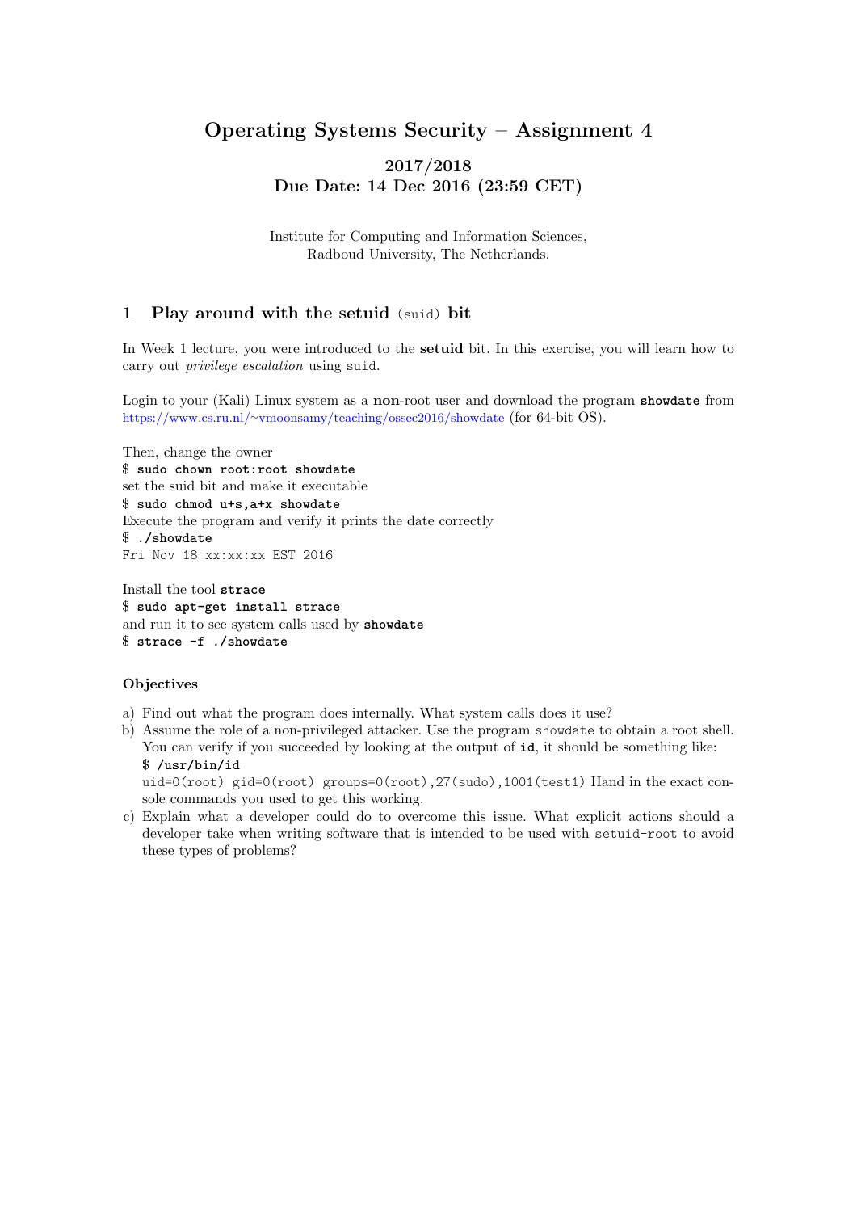# Operating Systems Security – Assignment 4

**2017/2018**
**Due Date: 14 Dec 2016 (23:59 CET)**

Institute for Computing and Information Sciences,
Radboud University, The Netherlands.

## 1 Play around with the setuid (suid) bit

In Week 1 lecture, you were introduced to the **setuid** bit. In this exercise, you will learn how to carry out *privilege escalation* using suid.

Login to your (Kali) Linux system as a **non**-root user and download the program **showdate** from https://www.cs.ru.nl/~vmoonsamy/teaching/ossec2016/showdate (for 64-bit OS).

Then, change the owner
**$ sudo chown root:root showdate**
set the suid bit and make it executable
**$ sudo chmod u+s,a+x showdate**
Execute the program and verify it prints the date correctly
**$ ./showdate**
Fri Nov 18 xx:xx:xx EST 2016

Install the tool **strace**
**$ sudo apt-get install strace**
and run it to see system calls used by **showdate**
**$ strace -f ./showdate**

### Objectives

a) Find out what the program does internally. What system calls does it use?

b) Assume the role of a non-privileged attacker. Use the program showdate to obtain a root shell. You can verify if you succeeded by looking at the output of **id**, it should be something like:
**$ /usr/bin/id**
uid=0(root) gid=0(root) groups=0(root),27(sudo),1001(test1) Hand in the exact console commands you used to get this working.

c) Explain what a developer could do to overcome this issue. What explicit actions should a developer take when writing software that is intended to be used with setuid-root to avoid these types of problems?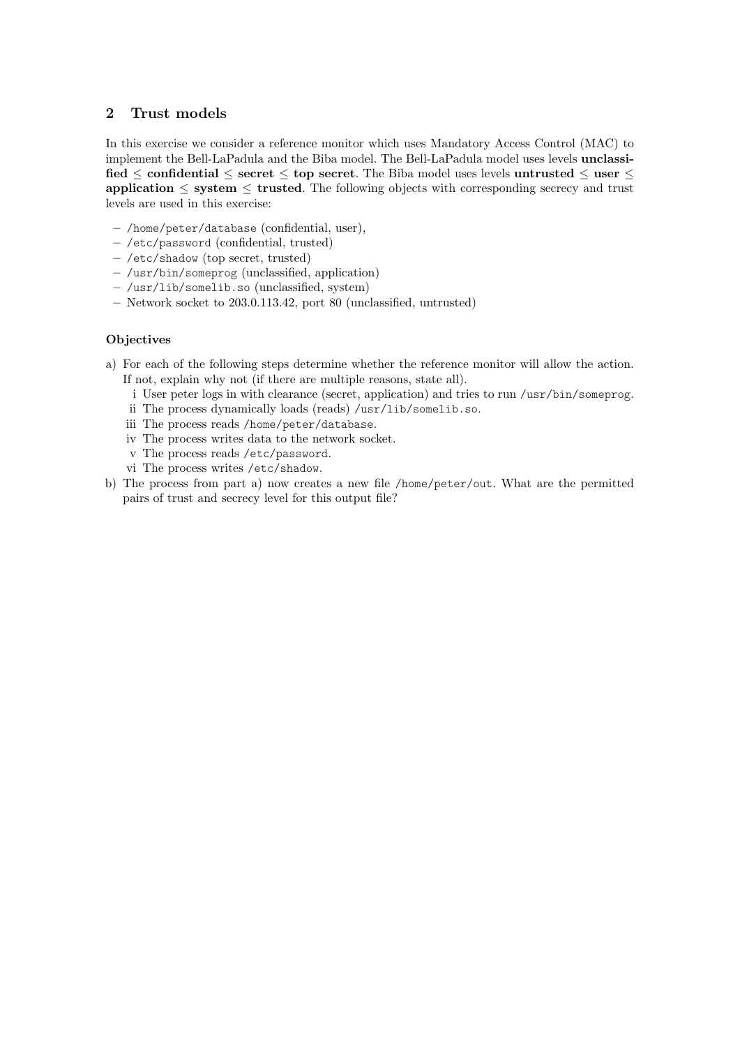## 2 Trust models

In this exercise we consider a reference monitor which uses Mandatory Access Control (MAC) to implement the Bell-LaPadula and the Biba model. The Bell-LaPadula model uses levels **unclassified** $\leq$ **confidential** $\leq$ **secret** $\leq$ **top secret**. The Biba model uses levels **untrusted** $\leq$ **user** $\leq$ **application** $\leq$ **system** $\leq$ **trusted**. The following objects with corresponding secrecy and trust levels are used in this exercise:

- `/home/peter/database` (confidential, user),
- `/etc/password` (confidential, trusted)
- `/etc/shadow` (top secret, trusted)
- `/usr/bin/someprog` (unclassified, application)
- `/usr/lib/somelib.so` (unclassified, system)
- Network socket to 203.0.113.42, port 80 (unclassified, untrusted)

#### Objectives

a) For each of the following steps determine whether the reference monitor will allow the action. If not, explain why not (if there are multiple reasons, state all).
   i User peter logs in with clearance (secret, application) and tries to run `/usr/bin/someprog`.
   ii The process dynamically loads (reads) `/usr/lib/somelib.so`.
   iii The process reads `/home/peter/database`.
   iv The process writes data to the network socket.
   v The process reads `/etc/password`.
   vi The process writes `/etc/shadow`.

b) The process from part a) now creates a new file `/home/peter/out`. What are the permitted pairs of trust and secrecy level for this output file?